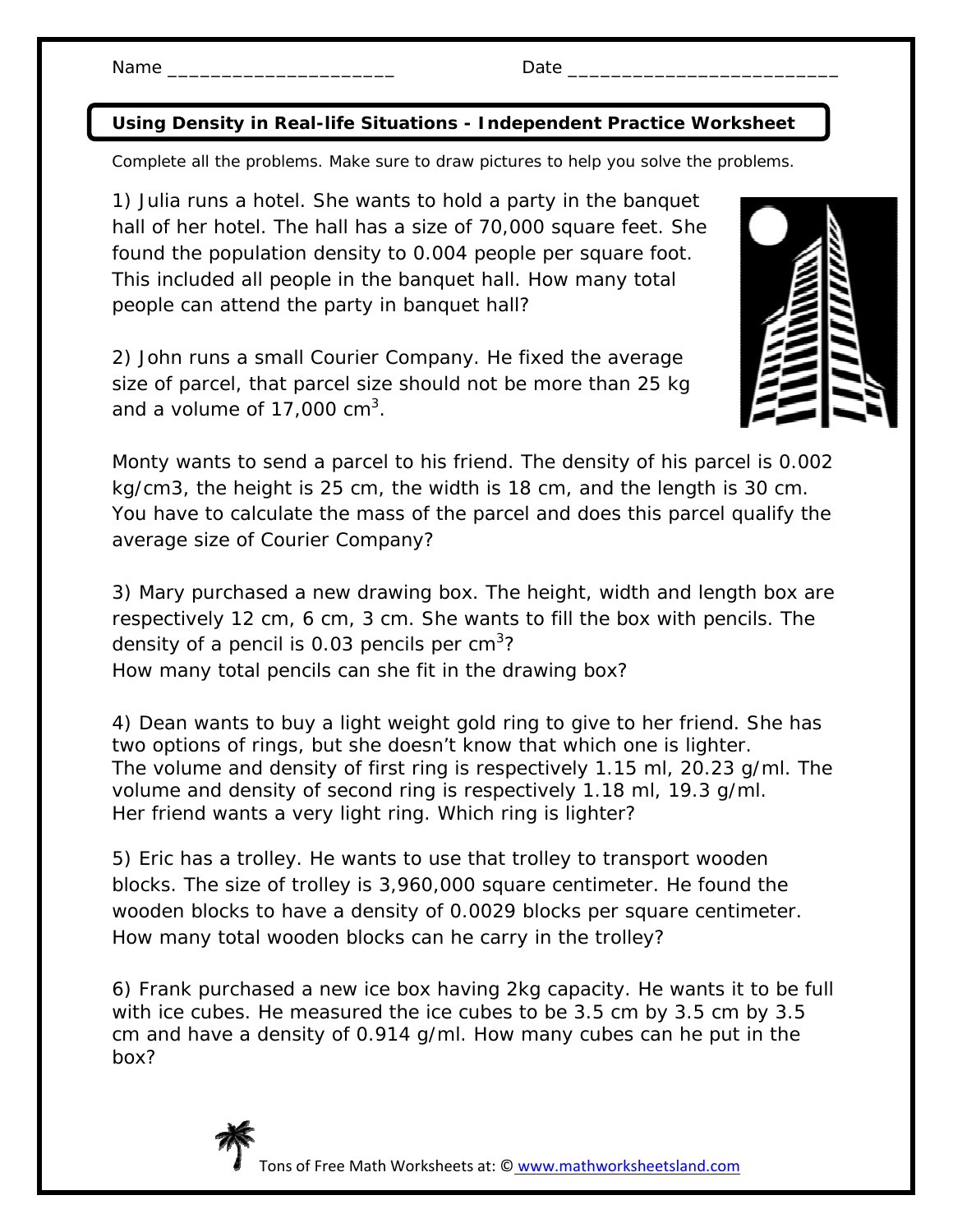Name ____________________ Date ________________________

## Using Density in Real-life Situations - Independent Practice Worksheet

Complete all the problems. Make sure to draw pictures to help you solve the problems.

1) Julia runs a hotel. She wants to hold a party in the banquet hall of her hotel. The hall has a size of 70,000 square feet. She found the population density to 0.004 people per square foot. This included all people in the banquet hall. How many total people can attend the party in banquet hall?

2) John runs a small Courier Company. He fixed the average size of parcel, that parcel size should not be more than 25 kg and a volume of 17,000 $cm^3$.

Monty wants to send a parcel to his friend. The density of his parcel is 0.002 kg/cm3, the height is 25 cm, the width is 18 cm, and the length is 30 cm. You have to calculate the mass of the parcel and does this parcel qualify the average size of Courier Company?

3) Mary purchased a new drawing box. The height, width and length box are respectively 12 cm, 6 cm, 3 cm. She wants to fill the box with pencils. The density of a pencil is 0.03 pencils per $cm^3$?
How many total pencils can she fit in the drawing box?

4) Dean wants to buy a light weight gold ring to give to her friend. She has two options of rings, but she doesn't know that which one is lighter. The volume and density of first ring is respectively 1.15 ml, 20.23 g/ml. The volume and density of second ring is respectively 1.18 ml, 19.3 g/ml. Her friend wants a very light ring. Which ring is lighter?

5) Eric has a trolley. He wants to use that trolley to transport wooden blocks. The size of trolley is 3,960,000 square centimeter. He found the wooden blocks to have a density of 0.0029 blocks per square centimeter. How many total wooden blocks can he carry in the trolley?

6) Frank purchased a new ice box having 2kg capacity. He wants it to be full with ice cubes. He measured the ice cubes to be 3.5 cm by 3.5 cm by 3.5 cm and have a density of 0.914 g/ml. How many cubes can he put in the box?

Tons of Free Math Worksheets at: © www.mathworksheetsland.com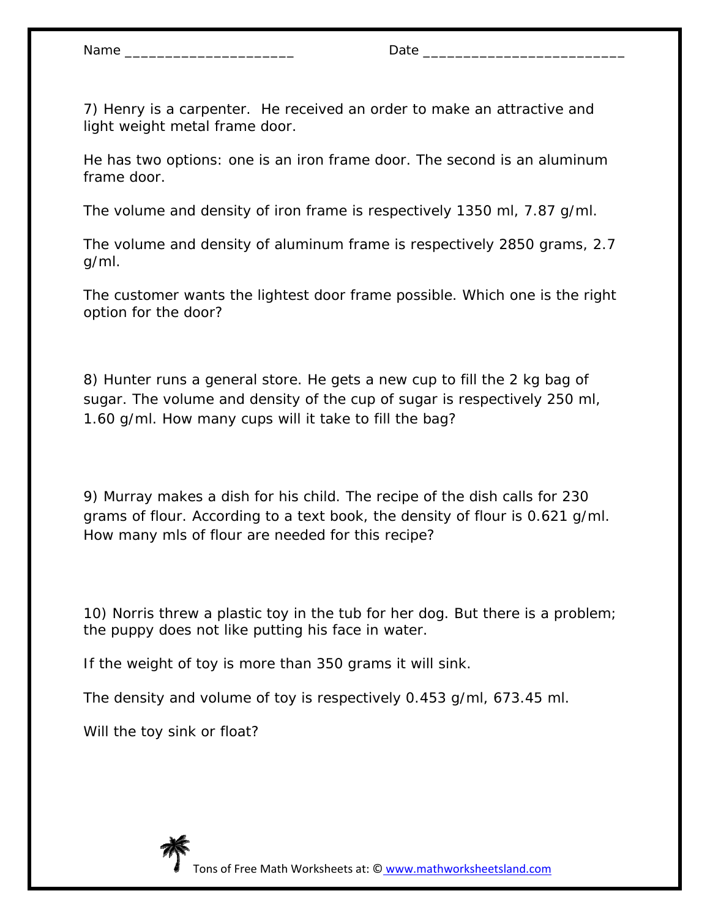Name ______________________ Date __________________________

7) Henry is a carpenter. He received an order to make an attractive and light weight metal frame door.

He has two options: one is an iron frame door. The second is an aluminum frame door.

The volume and density of iron frame is respectively 1350 ml, 7.87 g/ml.

The volume and density of aluminum frame is respectively 2850 grams, 2.7 g/ml.

The customer wants the lightest door frame possible. Which one is the right option for the door?

8) Hunter runs a general store. He gets a new cup to fill the 2 kg bag of sugar. The volume and density of the cup of sugar is respectively 250 ml, 1.60 g/ml. How many cups will it take to fill the bag?

9) Murray makes a dish for his child. The recipe of the dish calls for 230 grams of flour. According to a text book, the density of flour is 0.621 g/ml. How many mls of flour are needed for this recipe?

10) Norris threw a plastic toy in the tub for her dog. But there is a problem; the puppy does not like putting his face in water.

If the weight of toy is more than 350 grams it will sink.

The density and volume of toy is respectively 0.453 g/ml, 673.45 ml.

Will the toy sink or float?

Tons of Free Math Worksheets at: © www.mathworksheetsland.com